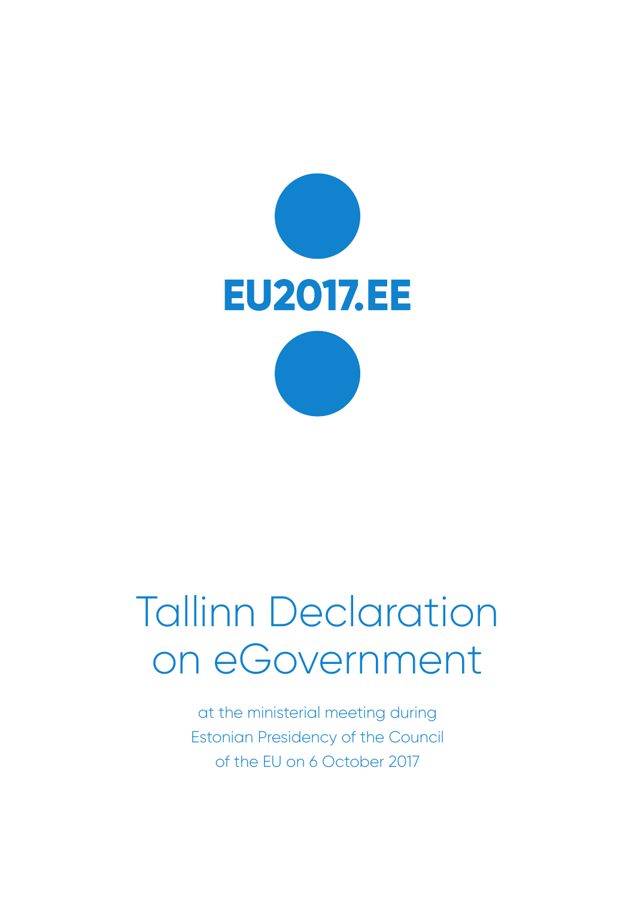EU2017.EE

# Tallinn Declaration on eGovernment

at the ministerial meeting during Estonian Presidency of the Council of the EU on 6 October 2017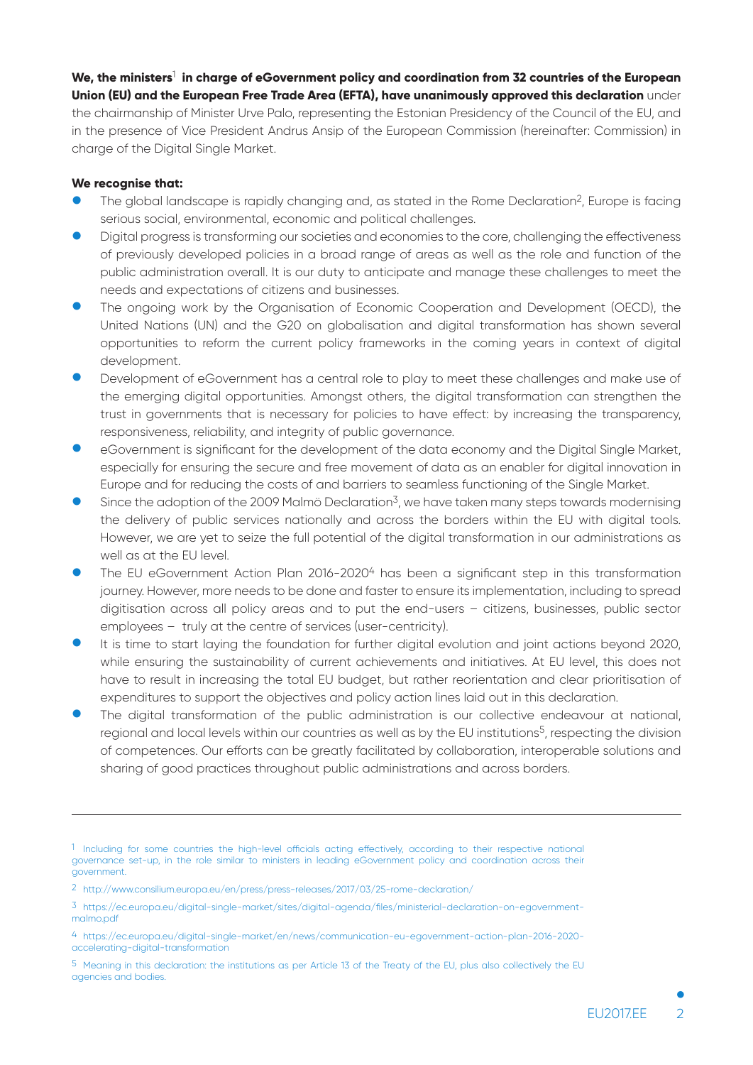**We, the ministers**[1] **in charge of eGovernment policy and coordination from 32 countries of the European Union (EU) and the European Free Trade Area (EFTA), have unanimously approved this declaration** under the chairmanship of Minister Urve Palo, representing the Estonian Presidency of the Council of the EU, and in the presence of Vice President Andrus Ansip of the European Commission (hereinafter: Commission) in charge of the Digital Single Market.

**We recognise that:**

- The global landscape is rapidly changing and, as stated in the Rome Declaration[2], Europe is facing serious social, environmental, economic and political challenges.
- Digital progress is transforming our societies and economies to the core, challenging the effectiveness of previously developed policies in a broad range of areas as well as the role and function of the public administration overall. It is our duty to anticipate and manage these challenges to meet the needs and expectations of citizens and businesses.
- The ongoing work by the Organisation of Economic Cooperation and Development (OECD), the United Nations (UN) and the G20 on globalisation and digital transformation has shown several opportunities to reform the current policy frameworks in the coming years in context of digital development.
- Development of eGovernment has a central role to play to meet these challenges and make use of the emerging digital opportunities. Amongst others, the digital transformation can strengthen the trust in governments that is necessary for policies to have effect: by increasing the transparency, responsiveness, reliability, and integrity of public governance.
- eGovernment is significant for the development of the data economy and the Digital Single Market, especially for ensuring the secure and free movement of data as an enabler for digital innovation in Europe and for reducing the costs of and barriers to seamless functioning of the Single Market.
- Since the adoption of the 2009 Malmö Declaration[3], we have taken many steps towards modernising the delivery of public services nationally and across the borders within the EU with digital tools. However, we are yet to seize the full potential of the digital transformation in our administrations as well as at the EU level.
- The EU eGovernment Action Plan 2016-2020[4] has been a significant step in this transformation journey. However, more needs to be done and faster to ensure its implementation, including to spread digitisation across all policy areas and to put the end-users – citizens, businesses, public sector employees – truly at the centre of services (user-centricity).
- It is time to start laying the foundation for further digital evolution and joint actions beyond 2020, while ensuring the sustainability of current achievements and initiatives. At EU level, this does not have to result in increasing the total EU budget, but rather reorientation and clear prioritisation of expenditures to support the objectives and policy action lines laid out in this declaration.
- The digital transformation of the public administration is our collective endeavour at national, regional and local levels within our countries as well as by the EU institutions[5], respecting the division of competences. Our efforts can be greatly facilitated by collaboration, interoperable solutions and sharing of good practices throughout public administrations and across borders.

---

[1] Including for some countries the high-level officials acting effectively, according to their respective national governance set-up, in the role similar to ministers in leading eGovernment policy and coordination across their government.

[2] http://www.consilium.europa.eu/en/press/press-releases/2017/03/25-rome-declaration/

[3] https://ec.europa.eu/digital-single-market/sites/digital-agenda/files/ministerial-declaration-on-egovernment-malmo.pdf

[4] https://ec.europa.eu/digital-single-market/en/news/communication-eu-egovernment-action-plan-2016-2020-accelerating-digital-transformation

[5] Meaning in this declaration: the institutions as per Article 13 of the Treaty of the EU, plus also collectively the EU agencies and bodies.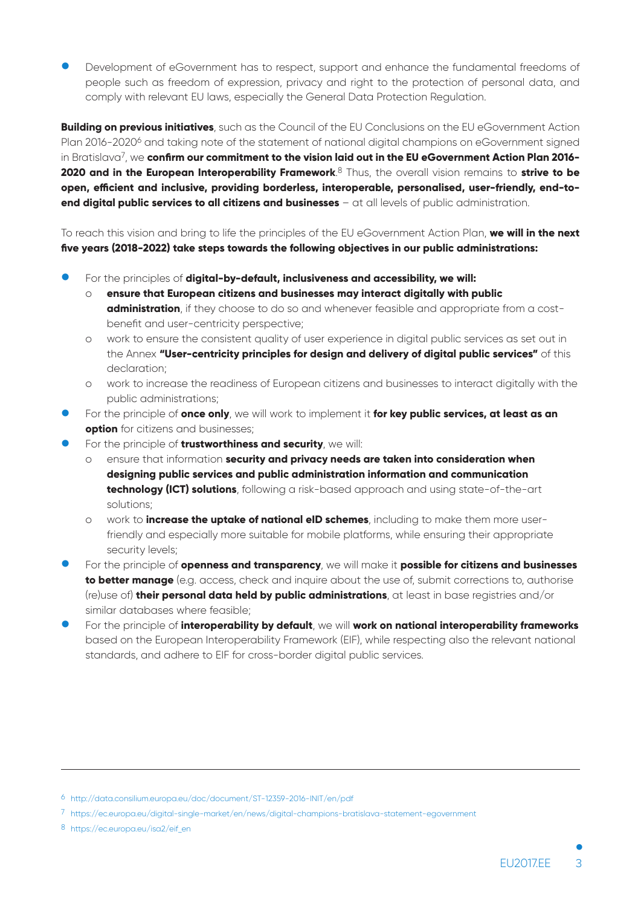- Development of eGovernment has to respect, support and enhance the fundamental freedoms of people such as freedom of expression, privacy and right to the protection of personal data, and comply with relevant EU laws, especially the General Data Protection Regulation.

**Building on previous initiatives**, such as the Council of the EU Conclusions on the EU eGovernment Action Plan 2016-2020[6] and taking note of the statement of national digital champions on eGovernment signed in Bratislava[7], we **confirm our commitment to the vision laid out in the EU eGovernment Action Plan 2016-2020 and in the European Interoperability Framework**.[8] Thus, the overall vision remains to **strive to be open, efficient and inclusive, providing borderless, interoperable, personalised, user-friendly, end-to-end digital public services to all citizens and businesses** – at all levels of public administration.

To reach this vision and bring to life the principles of the EU eGovernment Action Plan, **we will in the next five years (2018-2022) take steps towards the following objectives in our public administrations:**

- For the principles of **digital-by-default, inclusiveness and accessibility, we will:**
  - **ensure that European citizens and businesses may interact digitally with public administration**, if they choose to do so and whenever feasible and appropriate from a cost-benefit and user-centricity perspective;
  - work to ensure the consistent quality of user experience in digital public services as set out in the Annex **"User-centricity principles for design and delivery of digital public services"** of this declaration;
  - work to increase the readiness of European citizens and businesses to interact digitally with the public administrations;
- For the principle of **once only**, we will work to implement it **for key public services, at least as an option** for citizens and businesses;
- For the principle of **trustworthiness and security**, we will:
  - ensure that information **security and privacy needs are taken into consideration when designing public services and public administration information and communication technology (ICT) solutions**, following a risk-based approach and using state-of-the-art solutions;
  - work to **increase the uptake of national eID schemes**, including to make them more user-friendly and especially more suitable for mobile platforms, while ensuring their appropriate security levels;
- For the principle of **openness and transparency**, we will make it **possible for citizens and businesses to better manage** (e.g. access, check and inquire about the use of, submit corrections to, authorise (re)use of) **their personal data held by public administrations**, at least in base registries and/or similar databases where feasible;
- For the principle of **interoperability by default**, we will **work on national interoperability frameworks** based on the European Interoperability Framework (EIF), while respecting also the relevant national standards, and adhere to EIF for cross-border digital public services.

---

[6] http://data.consilium.europa.eu/doc/document/ST-12359-2016-INIT/en/pdf

[7] https://ec.europa.eu/digital-single-market/en/news/digital-champions-bratislava-statement-egovernment

[8] https://ec.europa.eu/isa2/eif_en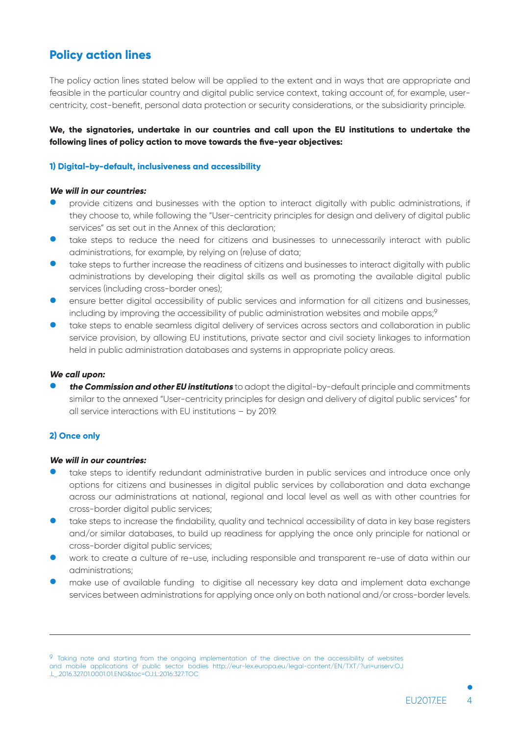## Policy action lines

The policy action lines stated below will be applied to the extent and in ways that are appropriate and feasible in the particular country and digital public service context, taking account of, for example, user-centricity, cost-benefit, personal data protection or security considerations, or the subsidiarity principle.

**We, the signatories, undertake in our countries and call upon the EU institutions to undertake the following lines of policy action to move towards the five-year objectives:**

### 1) Digital-by-default, inclusiveness and accessibility

***We will in our countries:***

- provide citizens and businesses with the option to interact digitally with public administrations, if they choose to, while following the "User-centricity principles for design and delivery of digital public services" as set out in the Annex of this declaration;
- take steps to reduce the need for citizens and businesses to unnecessarily interact with public administrations, for example, by relying on (re)use of data;
- take steps to further increase the readiness of citizens and businesses to interact digitally with public administrations by developing their digital skills as well as promoting the available digital public services (including cross-border ones);
- ensure better digital accessibility of public services and information for all citizens and businesses, including by improving the accessibility of public administration websites and mobile apps;[9]
- take steps to enable seamless digital delivery of services across sectors and collaboration in public service provision, by allowing EU institutions, private sector and civil society linkages to information held in public administration databases and systems in appropriate policy areas.

***We call upon:***

- ***the Commission and other EU institutions*** to adopt the digital-by-default principle and commitments similar to the annexed "User-centricity principles for design and delivery of digital public services" for all service interactions with EU institutions – by 2019.

### 2) Once only

***We will in our countries:***

- take steps to identify redundant administrative burden in public services and introduce once only options for citizens and businesses in digital public services by collaboration and data exchange across our administrations at national, regional and local level as well as with other countries for cross-border digital public services;
- take steps to increase the findability, quality and technical accessibility of data in key base registers and/or similar databases, to build up readiness for applying the once only principle for national or cross-border digital public services;
- work to create a culture of re-use, including responsible and transparent re-use of data within our administrations;
- make use of available funding to digitise all necessary key data and implement data exchange services between administrations for applying once only on both national and/or cross-border levels.

---

[9] Taking note and starting from the ongoing implementation of the directive on the accessibility of websites and mobile applications of public sector bodies http://eur-lex.europa.eu/legal-content/EN/TXT/?uri=uriserv:OJ.L_.2016.327.01.0001.01.ENG&toc=OJ:L:2016:327:TOC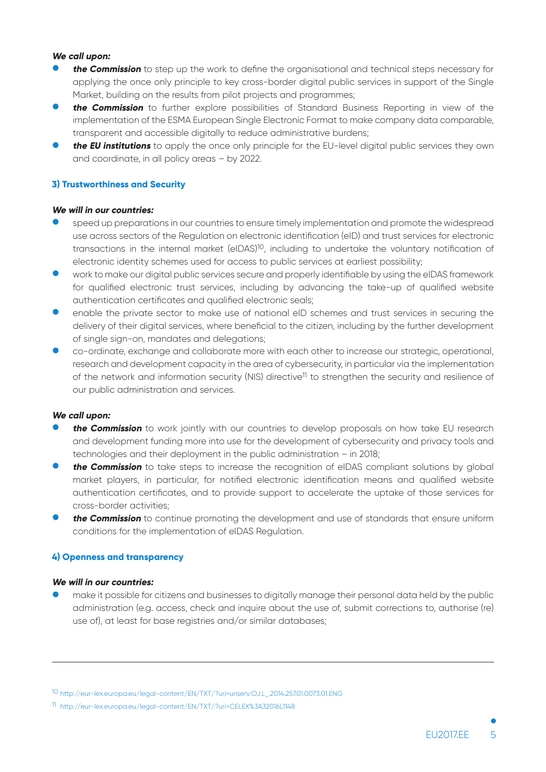***We call upon:***

- ***the Commission*** to step up the work to define the organisational and technical steps necessary for applying the once only principle to key cross-border digital public services in support of the Single Market, building on the results from pilot projects and programmes;
- ***the Commission*** to further explore possibilities of Standard Business Reporting in view of the implementation of the ESMA European Single Electronic Format to make company data comparable, transparent and accessible digitally to reduce administrative burdens;
- ***the EU institutions*** to apply the once only principle for the EU-level digital public services they own and coordinate, in all policy areas – by 2022.

### 3) Trustworthiness and Security

***We will in our countries:***

- speed up preparations in our countries to ensure timely implementation and promote the widespread use across sectors of the Regulation on electronic identification (eID) and trust services for electronic transactions in the internal market (eIDAS)[10], including to undertake the voluntary notification of electronic identity schemes used for access to public services at earliest possibility;
- work to make our digital public services secure and properly identifiable by using the eIDAS framework for qualified electronic trust services, including by advancing the take-up of qualified website authentication certificates and qualified electronic seals;
- enable the private sector to make use of national eID schemes and trust services in securing the delivery of their digital services, where beneficial to the citizen, including by the further development of single sign-on, mandates and delegations;
- co-ordinate, exchange and collaborate more with each other to increase our strategic, operational, research and development capacity in the area of cybersecurity, in particular via the implementation of the network and information security (NIS) directive[11] to strengthen the security and resilience of our public administration and services.

***We call upon:***

- ***the Commission*** to work jointly with our countries to develop proposals on how take EU research and development funding more into use for the development of cybersecurity and privacy tools and technologies and their deployment in the public administration – in 2018;
- ***the Commission*** to take steps to increase the recognition of eIDAS compliant solutions by global market players, in particular, for notified electronic identification means and qualified website authentication certificates, and to provide support to accelerate the uptake of those services for cross-border activities;
- ***the Commission*** to continue promoting the development and use of standards that ensure uniform conditions for the implementation of eIDAS Regulation.

### 4) Openness and transparency

***We will in our countries:***

- make it possible for citizens and businesses to digitally manage their personal data held by the public administration (e.g. access, check and inquire about the use of, submit corrections to, authorise (re) use of), at least for base registries and/or similar databases;

---

[10] http://eur-lex.europa.eu/legal-content/EN/TXT/?uri=uriserv:OJ.L_.2014.257.01.0073.01.ENG

[11] http://eur-lex.europa.eu/legal-content/EN/TXT/?uri=CELEX%3A32016L1148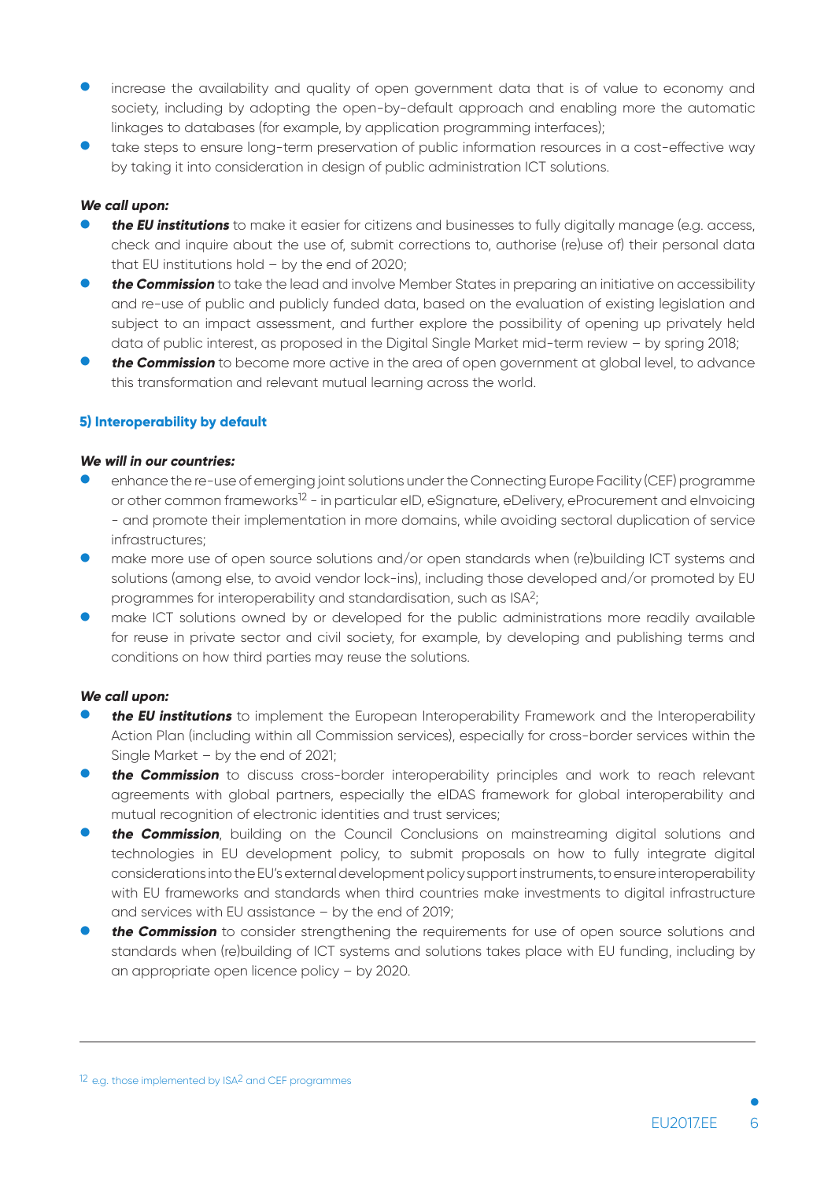- increase the availability and quality of open government data that is of value to economy and society, including by adopting the open-by-default approach and enabling more the automatic linkages to databases (for example, by application programming interfaces);
- take steps to ensure long-term preservation of public information resources in a cost-effective way by taking it into consideration in design of public administration ICT solutions.

***We call upon:***

- ***the EU institutions*** to make it easier for citizens and businesses to fully digitally manage (e.g. access, check and inquire about the use of, submit corrections to, authorise (re)use of) their personal data that EU institutions hold – by the end of 2020;
- ***the Commission*** to take the lead and involve Member States in preparing an initiative on accessibility and re-use of public and publicly funded data, based on the evaluation of existing legislation and subject to an impact assessment, and further explore the possibility of opening up privately held data of public interest, as proposed in the Digital Single Market mid-term review – by spring 2018;
- ***the Commission*** to become more active in the area of open government at global level, to advance this transformation and relevant mutual learning across the world.

### 5) Interoperability by default

***We will in our countries:***

- enhance the re-use of emerging joint solutions under the Connecting Europe Facility (CEF) programme or other common frameworks[12] - in particular eID, eSignature, eDelivery, eProcurement and eInvoicing - and promote their implementation in more domains, while avoiding sectoral duplication of service infrastructures;
- make more use of open source solutions and/or open standards when (re)building ICT systems and solutions (among else, to avoid vendor lock-ins), including those developed and/or promoted by EU programmes for interoperability and standardisation, such as ISA$^2$;
- make ICT solutions owned by or developed for the public administrations more readily available for reuse in private sector and civil society, for example, by developing and publishing terms and conditions on how third parties may reuse the solutions.

***We call upon:***

- ***the EU institutions*** to implement the European Interoperability Framework and the Interoperability Action Plan (including within all Commission services), especially for cross-border services within the Single Market – by the end of 2021;
- ***the Commission*** to discuss cross-border interoperability principles and work to reach relevant agreements with global partners, especially the eIDAS framework for global interoperability and mutual recognition of electronic identities and trust services;
- ***the Commission***, building on the Council Conclusions on mainstreaming digital solutions and technologies in EU development policy, to submit proposals on how to fully integrate digital considerations into the EU's external development policy support instruments, to ensure interoperability with EU frameworks and standards when third countries make investments to digital infrastructure and services with EU assistance – by the end of 2019;
- ***the Commission*** to consider strengthening the requirements for use of open source solutions and standards when (re)building of ICT systems and solutions takes place with EU funding, including by an appropriate open licence policy – by 2020.

---

[12] e.g. those implemented by ISA$^2$ and CEF programmes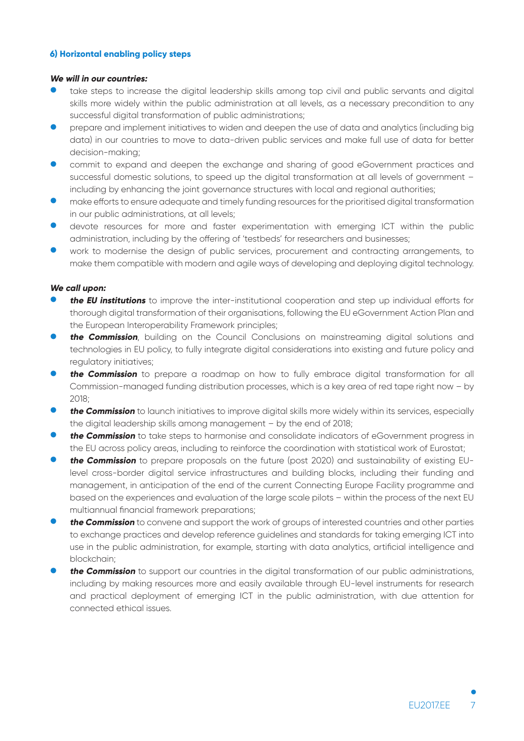### 6) Horizontal enabling policy steps

***We will in our countries:***

- take steps to increase the digital leadership skills among top civil and public servants and digital skills more widely within the public administration at all levels, as a necessary precondition to any successful digital transformation of public administrations;
- prepare and implement initiatives to widen and deepen the use of data and analytics (including big data) in our countries to move to data-driven public services and make full use of data for better decision-making;
- commit to expand and deepen the exchange and sharing of good eGovernment practices and successful domestic solutions, to speed up the digital transformation at all levels of government – including by enhancing the joint governance structures with local and regional authorities;
- make efforts to ensure adequate and timely funding resources for the prioritised digital transformation in our public administrations, at all levels;
- devote resources for more and faster experimentation with emerging ICT within the public administration, including by the offering of 'testbeds' for researchers and businesses;
- work to modernise the design of public services, procurement and contracting arrangements, to make them compatible with modern and agile ways of developing and deploying digital technology.

***We call upon:***

- ***the EU institutions*** to improve the inter-institutional cooperation and step up individual efforts for thorough digital transformation of their organisations, following the EU eGovernment Action Plan and the European Interoperability Framework principles;
- ***the Commission***, building on the Council Conclusions on mainstreaming digital solutions and technologies in EU policy, to fully integrate digital considerations into existing and future policy and regulatory initiatives;
- ***the Commission*** to prepare a roadmap on how to fully embrace digital transformation for all Commission-managed funding distribution processes, which is a key area of red tape right now – by 2018;
- ***the Commission*** to launch initiatives to improve digital skills more widely within its services, especially the digital leadership skills among management – by the end of 2018;
- ***the Commission*** to take steps to harmonise and consolidate indicators of eGovernment progress in the EU across policy areas, including to reinforce the coordination with statistical work of Eurostat;
- ***the Commission*** to prepare proposals on the future (post 2020) and sustainability of existing EU-level cross-border digital service infrastructures and building blocks, including their funding and management, in anticipation of the end of the current Connecting Europe Facility programme and based on the experiences and evaluation of the large scale pilots – within the process of the next EU multiannual financial framework preparations;
- ***the Commission*** to convene and support the work of groups of interested countries and other parties to exchange practices and develop reference guidelines and standards for taking emerging ICT into use in the public administration, for example, starting with data analytics, artificial intelligence and blockchain;
- ***the Commission*** to support our countries in the digital transformation of our public administrations, including by making resources more and easily available through EU-level instruments for research and practical deployment of emerging ICT in the public administration, with due attention for connected ethical issues.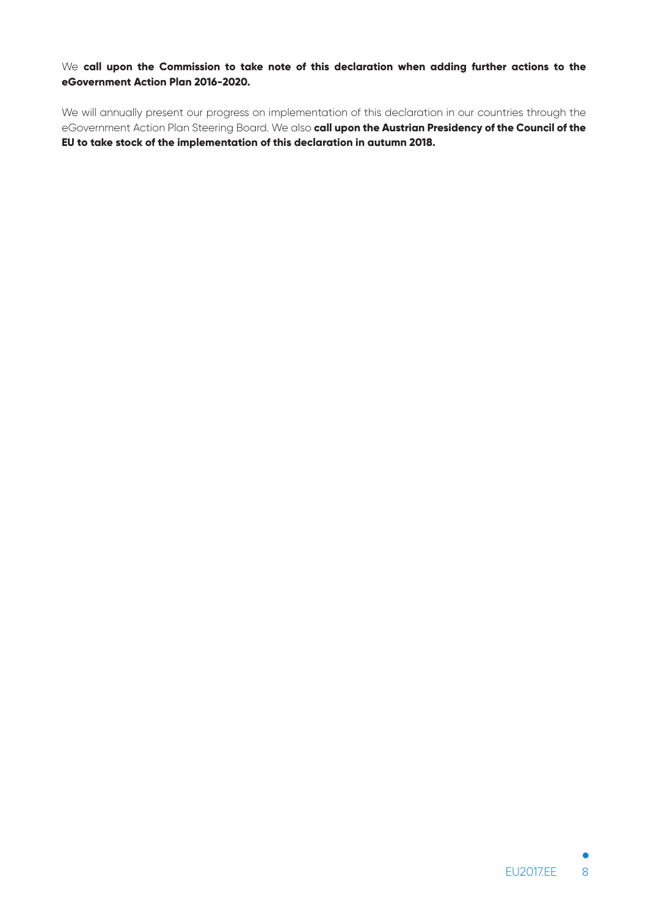We **call upon the Commission to take note of this declaration when adding further actions to the eGovernment Action Plan 2016-2020.**

We will annually present our progress on implementation of this declaration in our countries through the eGovernment Action Plan Steering Board. We also **call upon the Austrian Presidency of the Council of the EU to take stock of the implementation of this declaration in autumn 2018.**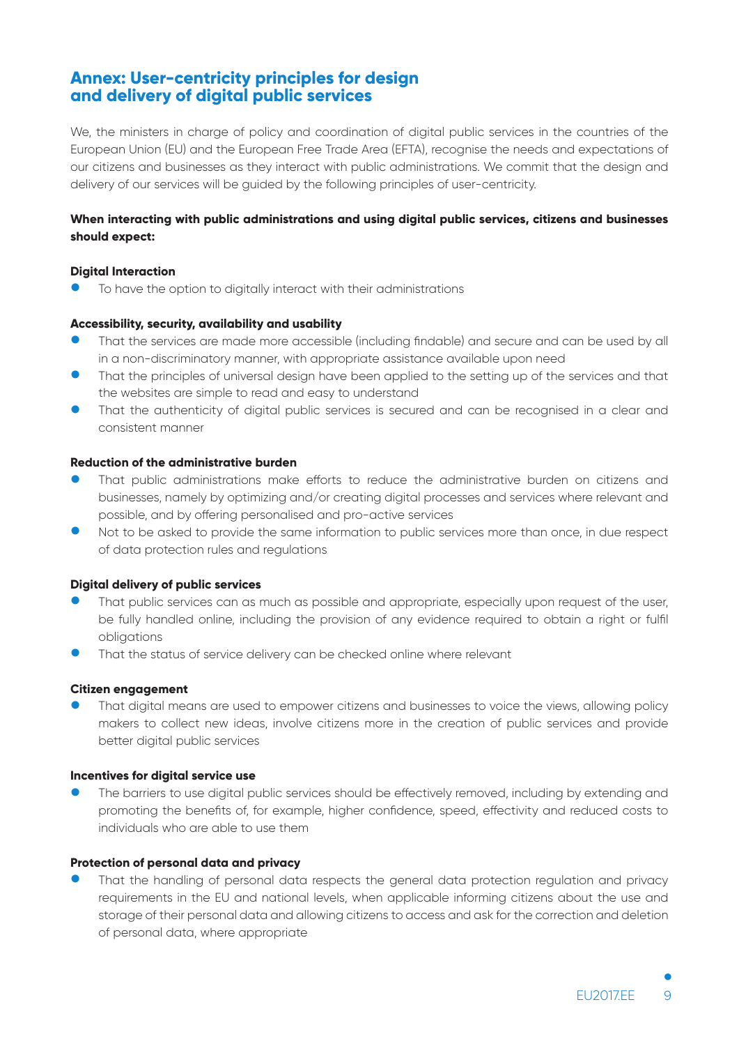## Annex: User-centricity principles for design and delivery of digital public services

We, the ministers in charge of policy and coordination of digital public services in the countries of the European Union (EU) and the European Free Trade Area (EFTA), recognise the needs and expectations of our citizens and businesses as they interact with public administrations. We commit that the design and delivery of our services will be guided by the following principles of user-centricity.

**When interacting with public administrations and using digital public services, citizens and businesses should expect:**

**Digital Interaction**

- To have the option to digitally interact with their administrations

**Accessibility, security, availability and usability**

- That the services are made more accessible (including findable) and secure and can be used by all in a non-discriminatory manner, with appropriate assistance available upon need
- That the principles of universal design have been applied to the setting up of the services and that the websites are simple to read and easy to understand
- That the authenticity of digital public services is secured and can be recognised in a clear and consistent manner

**Reduction of the administrative burden**

- That public administrations make efforts to reduce the administrative burden on citizens and businesses, namely by optimizing and/or creating digital processes and services where relevant and possible, and by offering personalised and pro-active services
- Not to be asked to provide the same information to public services more than once, in due respect of data protection rules and regulations

**Digital delivery of public services**

- That public services can as much as possible and appropriate, especially upon request of the user, be fully handled online, including the provision of any evidence required to obtain a right or fulfil obligations
- That the status of service delivery can be checked online where relevant

**Citizen engagement**

- That digital means are used to empower citizens and businesses to voice the views, allowing policy makers to collect new ideas, involve citizens more in the creation of public services and provide better digital public services

**Incentives for digital service use**

- The barriers to use digital public services should be effectively removed, including by extending and promoting the benefits of, for example, higher confidence, speed, effectivity and reduced costs to individuals who are able to use them

**Protection of personal data and privacy**

- That the handling of personal data respects the general data protection regulation and privacy requirements in the EU and national levels, when applicable informing citizens about the use and storage of their personal data and allowing citizens to access and ask for the correction and deletion of personal data, where appropriate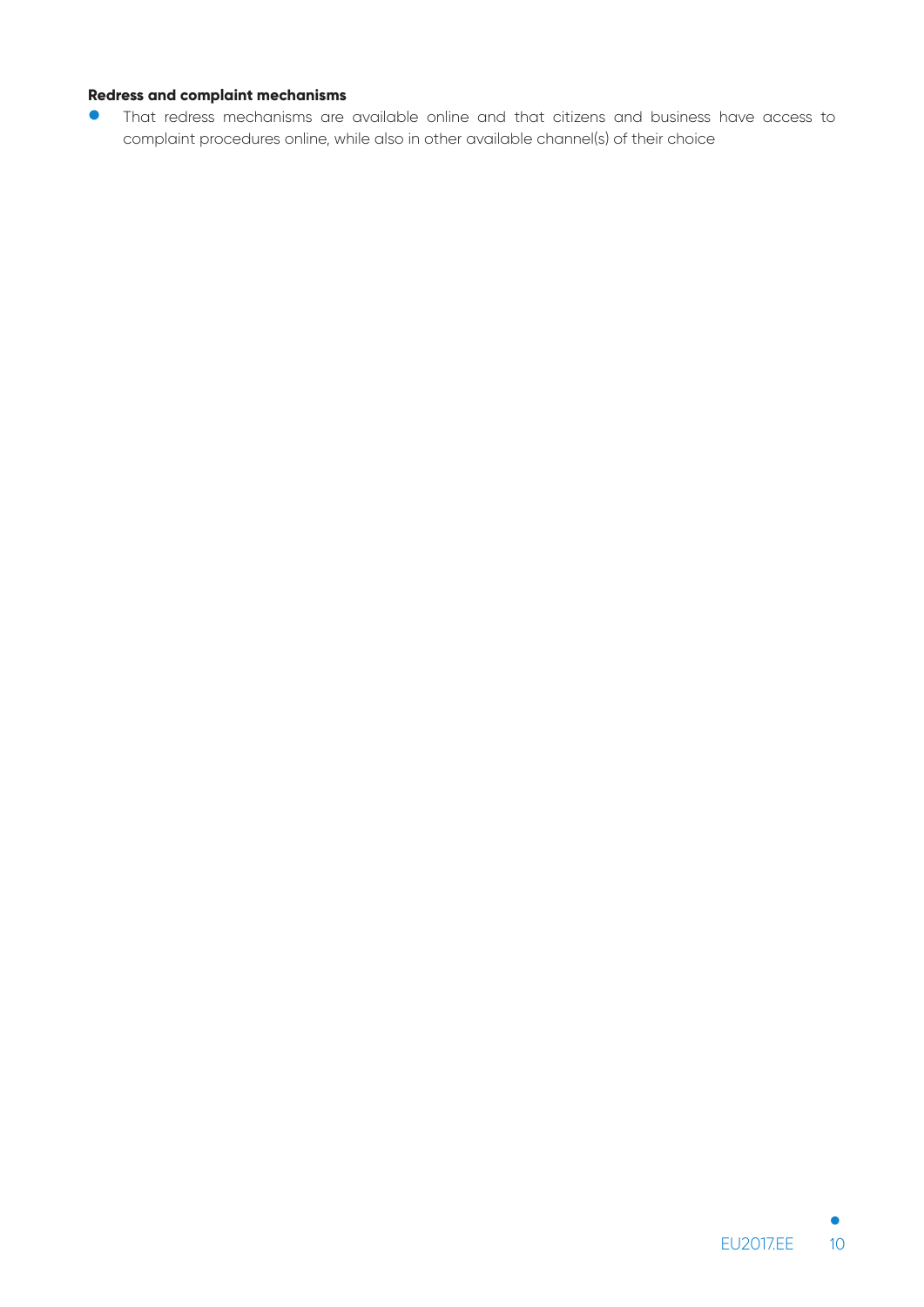**Redress and complaint mechanisms**

- That redress mechanisms are available online and that citizens and business have access to complaint procedures online, while also in other available channel(s) of their choice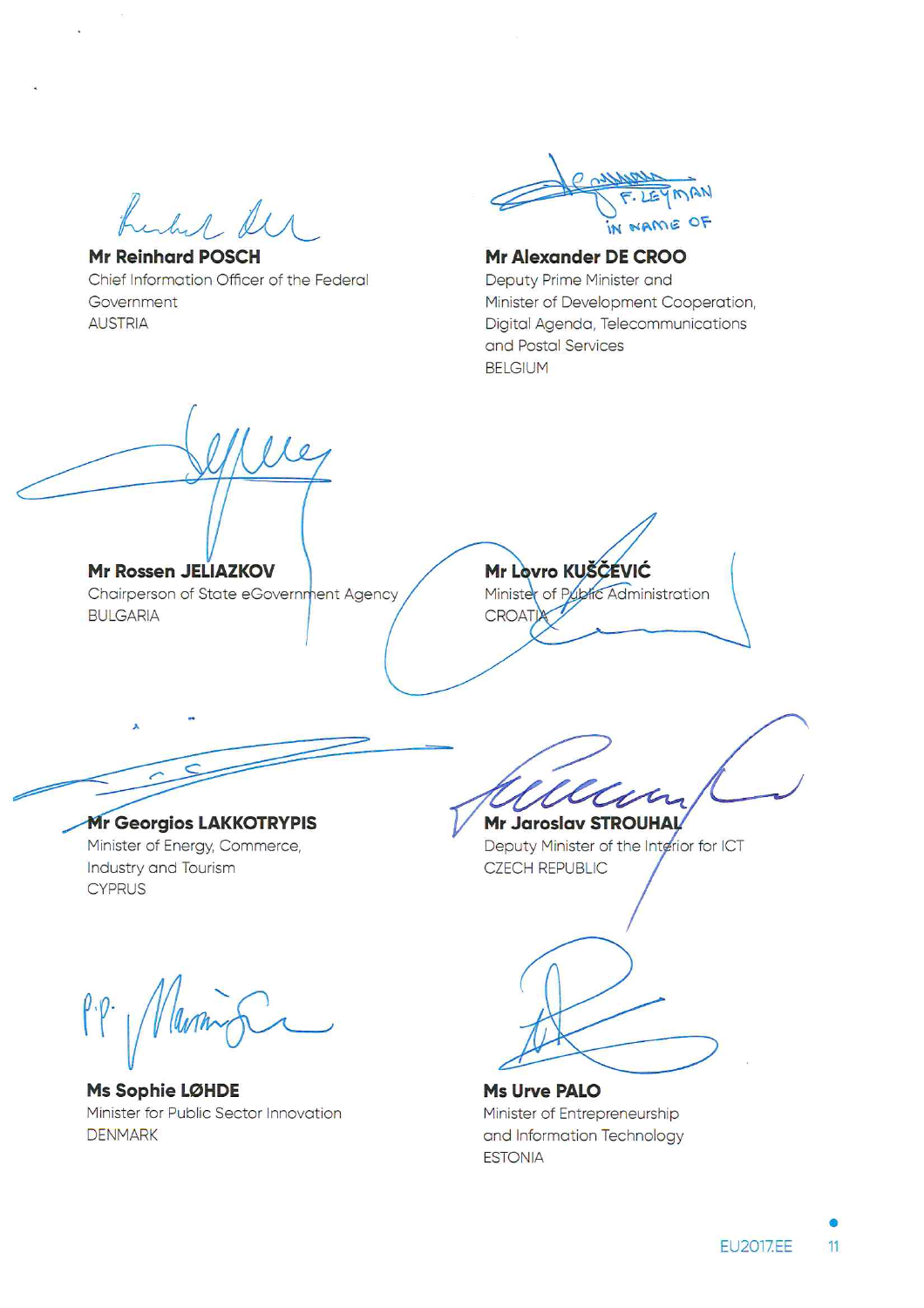F. LEYMAN
IN NAME OF

**Mr Reinhard POSCH**
Chief Information Officer of the Federal Government
AUSTRIA

**Mr Alexander DE CROO**
Deputy Prime Minister and Minister of Development Cooperation, Digital Agenda, Telecommunications and Postal Services
BELGIUM

**Mr Rossen JELIAZKOV**
Chairperson of State eGovernment Agency
BULGARIA

**Mr Lovro KUŠČEVIĆ**
Minister of Public Administration
CROATIA

**Mr Georgios LAKKOTRYPIS**
Minister of Energy, Commerce, Industry and Tourism
CYPRUS

**Mr Jaroslav STROUHAL**
Deputy Minister of the Interior for ICT
CZECH REPUBLIC

P.P.

**Ms Sophie LØHDE**
Minister for Public Sector Innovation
DENMARK

**Ms Urve PALO**
Minister of Entrepreneurship and Information Technology
ESTONIA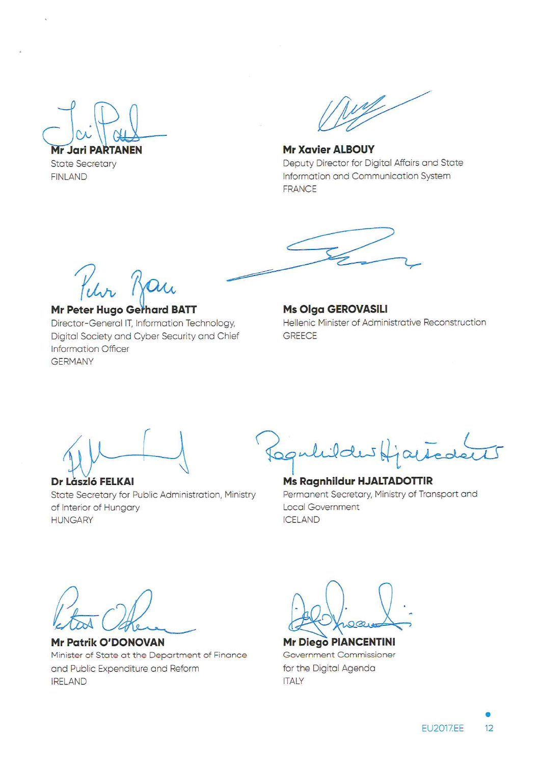**Mr Jari PARTANEN**
State Secretary
FINLAND

**Mr Xavier ALBOUY**
Deputy Director for Digital Affairs and State Information and Communication System
FRANCE

**Mr Peter Hugo Gerhard BATT**
Director-General IT, Information Technology, Digital Society and Cyber Security and Chief Information Officer
GERMANY

**Ms Olga GEROVASILI**
Hellenic Minister of Administrative Reconstruction
GREECE

**Dr László FELKAI**
State Secretary for Public Administration, Ministry of Interior of Hungary
HUNGARY

**Ms Ragnhildur HJALTADOTTIR**
Permanent Secretary, Ministry of Transport and Local Government
ICELAND

**Mr Patrik O'DONOVAN**
Minister of State at the Department of Finance and Public Expenditure and Reform
IRELAND

**Mr Diego PIANCENTINI**
Government Commissioner for the Digital Agenda
ITALY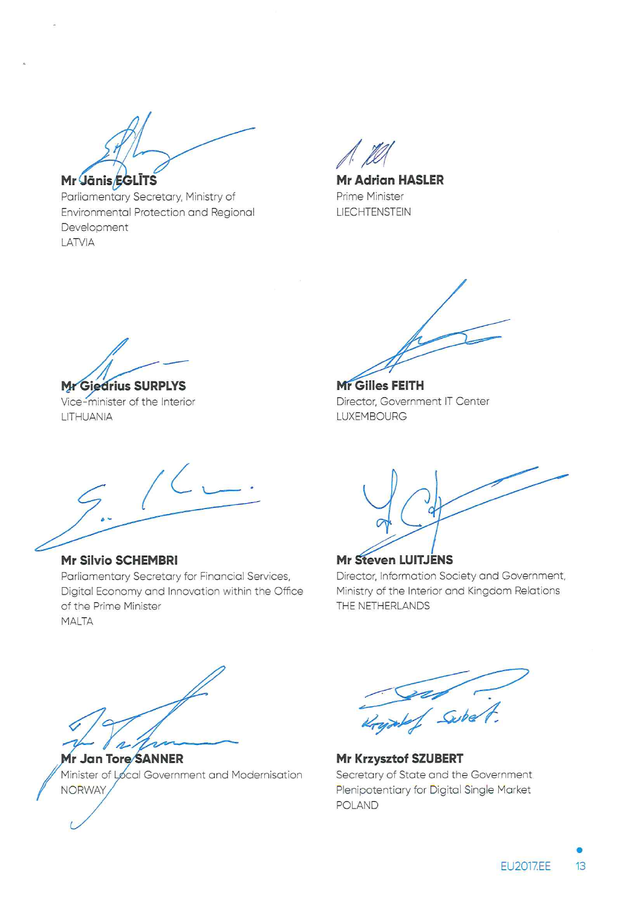**Mr Jānis EGLĪTS**
Parliamentary Secretary, Ministry of Environmental Protection and Regional Development
LATVIA

**Mr Adrian HASLER**
Prime Minister
LIECHTENSTEIN

**Mr Giedrius SURPLYS**
Vice-minister of the Interior
LITHUANIA

**Mr Gilles FEITH**
Director, Government IT Center
LUXEMBOURG

**Mr Silvio SCHEMBRI**
Parliamentary Secretary for Financial Services, Digital Economy and Innovation within the Office of the Prime Minister
MALTA

**Mr Steven LUITJENS**
Director, Information Society and Government, Ministry of the Interior and Kingdom Relations
THE NETHERLANDS

**Mr Jan Tore SANNER**
Minister of Local Government and Modernisation
NORWAY

**Mr Krzysztof SZUBERT**
Secretary of State and the Government Plenipotentiary for Digital Single Market
POLAND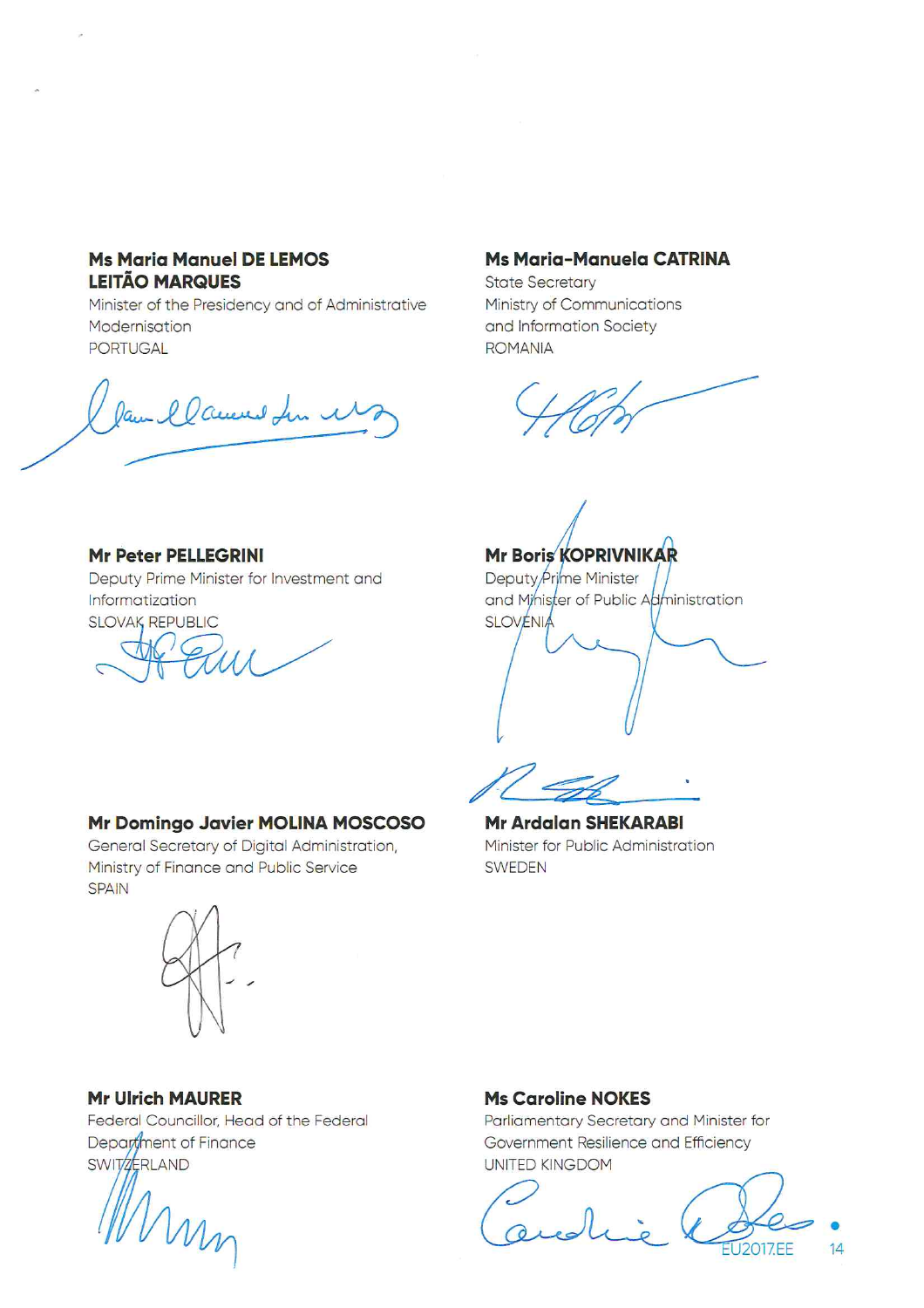**Ms Maria Manuel DE LEMOS LEITÃO MARQUES**
Minister of the Presidency and of Administrative Modernisation
PORTUGAL

**Ms Maria-Manuela CATRINA**
State Secretary
Ministry of Communications and Information Society
ROMANIA

**Mr Peter PELLEGRINI**
Deputy Prime Minister for Investment and Informatization
SLOVAK REPUBLIC

**Mr Boris KOPRIVNIKAR**
Deputy Prime Minister and Minister of Public Administration
SLOVENIA

**Mr Domingo Javier MOLINA MOSCOSO**
General Secretary of Digital Administration, Ministry of Finance and Public Service
SPAIN

**Mr Ardalan SHEKARABI**
Minister for Public Administration
SWEDEN

**Mr Ulrich MAURER**
Federal Councillor, Head of the Federal Department of Finance
SWITZERLAND

**Ms Caroline NOKES**
Parliamentary Secretary and Minister for Government Resilience and Efficiency
UNITED KINGDOM